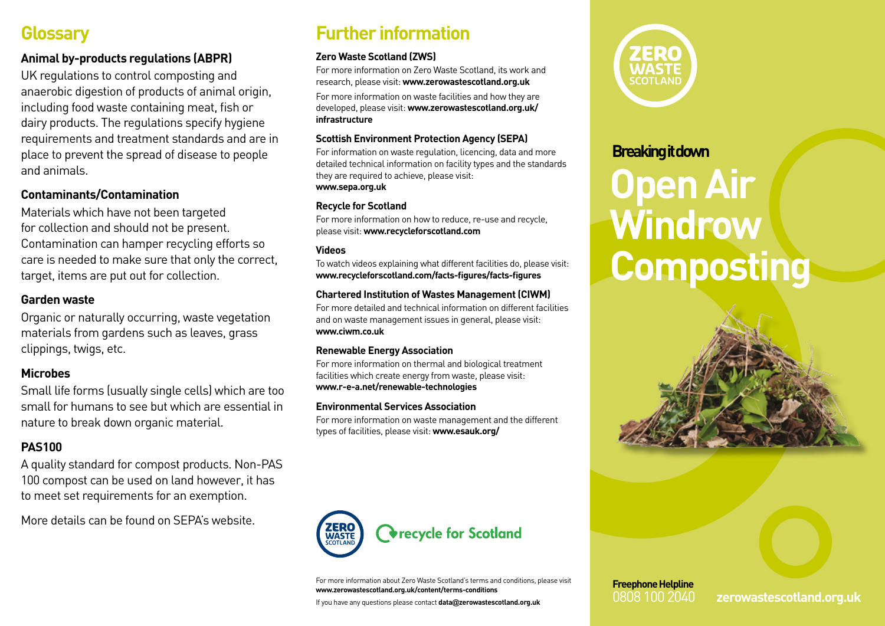## Glossary

**Animal by-products regulations (ABPR)**

UK regulations to control composting and anaerobic digestion of products of animal origin, including food waste containing meat, fish or dairy products. The regulations specify hygiene requirements and treatment standards and are in place to prevent the spread of disease to people and animals.

**Contaminants/Contamination**

Materials which have not been targeted for collection and should not be present. Contamination can hamper recycling efforts so care is needed to make sure that only the correct, target, items are put out for collection.

**Garden waste**

Organic or naturally occurring, waste vegetation materials from gardens such as leaves, grass clippings, twigs, etc.

**Microbes**

Small life forms (usually single cells) which are too small for humans to see but which are essential in nature to break down organic material.

**PAS100**

A quality standard for compost products. Non-PAS 100 compost can be used on land however, it has to meet set requirements for an exemption.

More details can be found on SEPA's website.

## Further information

**Zero Waste Scotland (ZWS)**

For more information on Zero Waste Scotland, its work and research, please visit: **www.zerowastescotland.org.uk**

For more information on waste facilities and how they are developed, please visit: **www.zerowastescotland.org.uk/infrastructure**

**Scottish Environment Protection Agency (SEPA)**

For information on waste regulation, licencing, data and more detailed technical information on facility types and the standards they are required to achieve, please visit: **www.sepa.org.uk**

**Recycle for Scotland**

For more information on how to reduce, re-use and recycle, please visit: **www.recycleforscotland.com**

**Videos**

To watch videos explaining what different facilities do, please visit: **www.recycleforscotland.com/facts-figures/facts-figures**

**Chartered Institution of Wastes Management (CIWM)**

For more detailed and technical information on different facilities and on waste management issues in general, please visit: **www.ciwm.co.uk**

**Renewable Energy Association**

For more information on thermal and biological treatment facilities which create energy from waste, please visit: **www.r-e-a.net/renewable-technologies**

**Environmental Services Association**

For more information on waste management and the different types of facilities, please visit: **www.esauk.org/**

ZERO WASTE SCOTLAND | recycle for Scotland

For more information about Zero Waste Scotland's terms and conditions, please visit **www.zerowastescotland.org.uk/content/terms-conditions**

If you have any questions please contact **data@zerowastescotland.org.uk**

ZERO WASTE SCOTLAND

**Breaking it down**

# Open Air Windrow Composting

**Freephone Helpline**
0808 100 2040

**zerowastescotland.org.uk**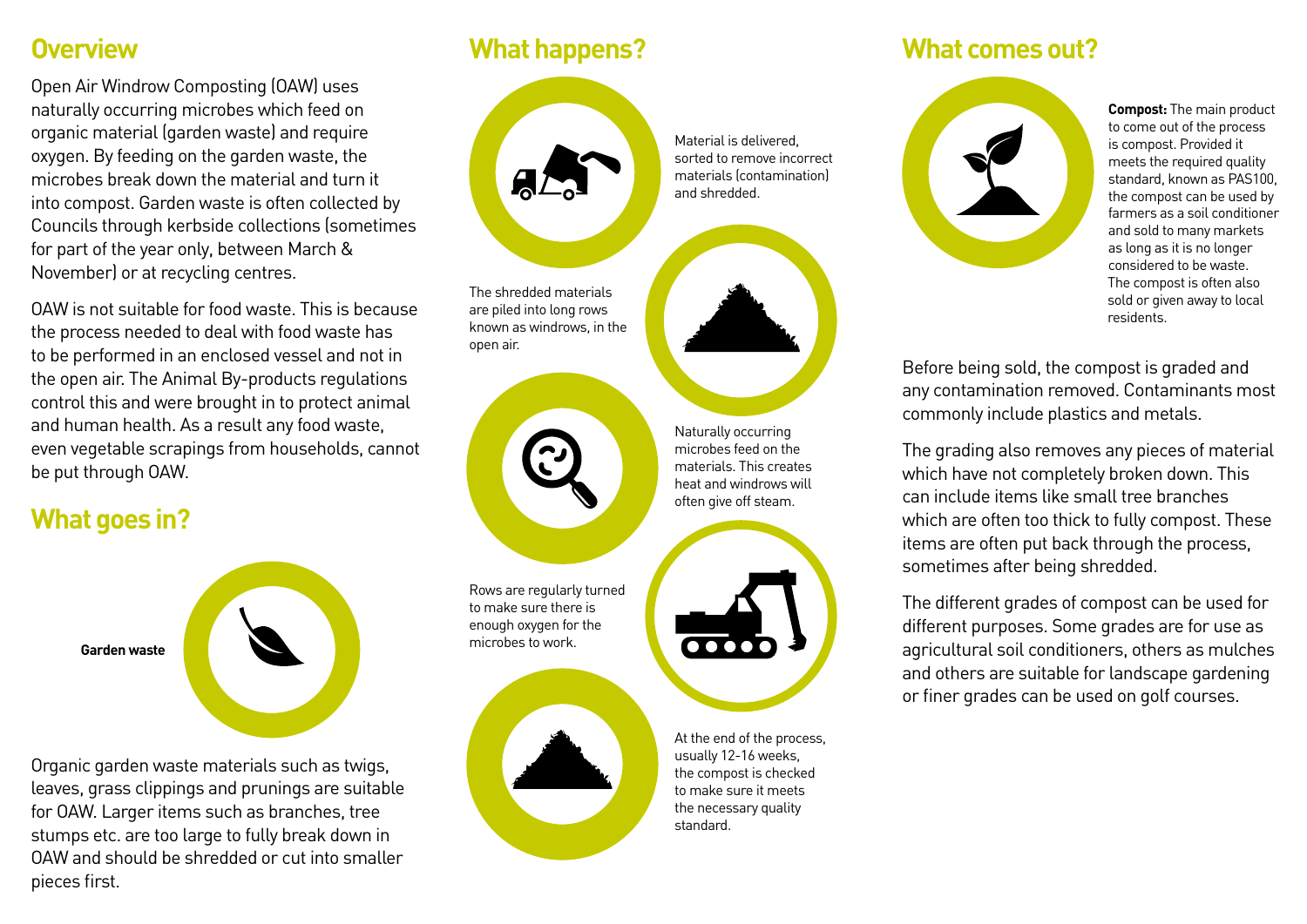## Overview

Open Air Windrow Composting (OAW) uses naturally occurring microbes which feed on organic material (garden waste) and require oxygen. By feeding on the garden waste, the microbes break down the material and turn it into compost. Garden waste is often collected by Councils through kerbside collections (sometimes for part of the year only, between March & November) or at recycling centres.

OAW is not suitable for food waste. This is because the process needed to deal with food waste has to be performed in an enclosed vessel and not in the open air. The Animal By-products regulations control this and were brought in to protect animal and human health. As a result any food waste, even vegetable scrapings from households, cannot be put through OAW.

## What goes in?

**Garden waste**

Organic garden waste materials such as twigs, leaves, grass clippings and prunings are suitable for OAW. Larger items such as branches, tree stumps etc. are too large to fully break down in OAW and should be shredded or cut into smaller pieces first.

## What happens?

Material is delivered, sorted to remove incorrect materials (contamination) and shredded.

The shredded materials are piled into long rows known as windrows, in the open air.

Naturally occurring microbes feed on the materials. This creates heat and windrows will often give off steam.

Rows are regularly turned to make sure there is enough oxygen for the microbes to work.

At the end of the process, usually 12-16 weeks, the compost is checked to make sure it meets the necessary quality standard.

## What comes out?

**Compost:** The main product to come out of the process is compost. Provided it meets the required quality standard, known as PAS100, the compost can be used by farmers as a soil conditioner and sold to many markets as long as it is no longer considered to be waste. The compost is often also sold or given away to local residents.

Before being sold, the compost is graded and any contamination removed. Contaminants most commonly include plastics and metals.

The grading also removes any pieces of material which have not completely broken down. This can include items like small tree branches which are often too thick to fully compost. These items are often put back through the process, sometimes after being shredded.

The different grades of compost can be used for different purposes. Some grades are for use as agricultural soil conditioners, others as mulches and others are suitable for landscape gardening or finer grades can be used on golf courses.